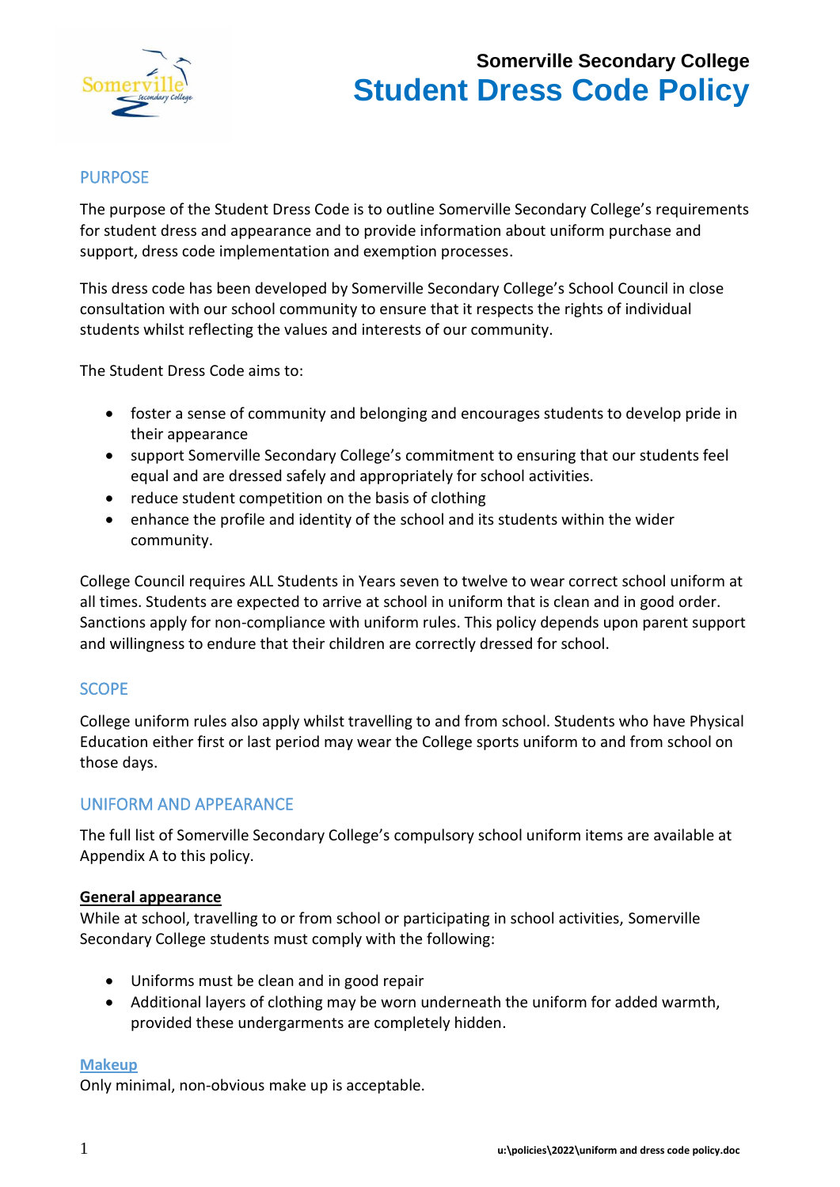Somerville Secondary College

# Student Dress Code Policy

## PURPOSE

The purpose of the Student Dress Code is to outline Somerville Secondary College's requirements for student dress and appearance and to provide information about uniform purchase and support, dress code implementation and exemption processes.

This dress code has been developed by Somerville Secondary College's School Council in close consultation with our school community to ensure that it respects the rights of individual students whilst reflecting the values and interests of our community.

The Student Dress Code aims to:

- foster a sense of community and belonging and encourages students to develop pride in their appearance
- support Somerville Secondary College's commitment to ensuring that our students feel equal and are dressed safely and appropriately for school activities.
- reduce student competition on the basis of clothing
- enhance the profile and identity of the school and its students within the wider community.

College Council requires ALL Students in Years seven to twelve to wear correct school uniform at all times. Students are expected to arrive at school in uniform that is clean and in good order. Sanctions apply for non-compliance with uniform rules. This policy depends upon parent support and willingness to endure that their children are correctly dressed for school.

## SCOPE

College uniform rules also apply whilst travelling to and from school. Students who have Physical Education either first or last period may wear the College sports uniform to and from school on those days.

## UNIFORM AND APPEARANCE

The full list of Somerville Secondary College's compulsory school uniform items are available at Appendix A to this policy.

**General appearance**

While at school, travelling to or from school or participating in school activities, Somerville Secondary College students must comply with the following:

- Uniforms must be clean and in good repair
- Additional layers of clothing may be worn underneath the uniform for added warmth, provided these undergarments are completely hidden.

**Makeup**

Only minimal, non-obvious make up is acceptable.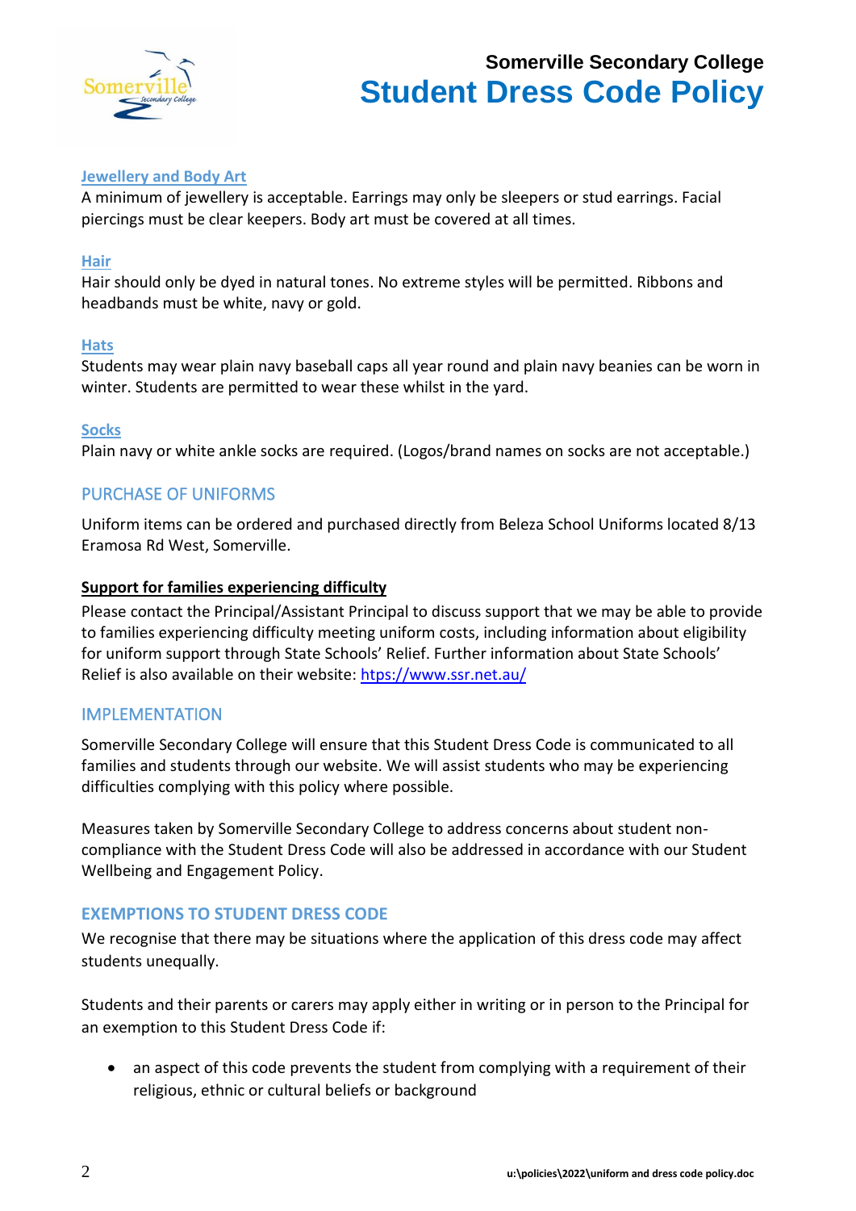### Jewellery and Body Art

A minimum of jewellery is acceptable. Earrings may only be sleepers or stud earrings. Facial piercings must be clear keepers. Body art must be covered at all times.

### Hair

Hair should only be dyed in natural tones. No extreme styles will be permitted. Ribbons and headbands must be white, navy or gold.

### Hats

Students may wear plain navy baseball caps all year round and plain navy beanies can be worn in winter. Students are permitted to wear these whilst in the yard.

### Socks

Plain navy or white ankle socks are required. (Logos/brand names on socks are not acceptable.)

## PURCHASE OF UNIFORMS

Uniform items can be ordered and purchased directly from Beleza School Uniforms located 8/13 Eramosa Rd West, Somerville.

**Support for families experiencing difficulty**

Please contact the Principal/Assistant Principal to discuss support that we may be able to provide to families experiencing difficulty meeting uniform costs, including information about eligibility for uniform support through State Schools' Relief. Further information about State Schools' Relief is also available on their website: https://www.ssr.net.au/

## IMPLEMENTATION

Somerville Secondary College will ensure that this Student Dress Code is communicated to all families and students through our website. We will assist students who may be experiencing difficulties complying with this policy where possible.

Measures taken by Somerville Secondary College to address concerns about student non-compliance with the Student Dress Code will also be addressed in accordance with our Student Wellbeing and Engagement Policy.

## EXEMPTIONS TO STUDENT DRESS CODE

We recognise that there may be situations where the application of this dress code may affect students unequally.

Students and their parents or carers may apply either in writing or in person to the Principal for an exemption to this Student Dress Code if:

- an aspect of this code prevents the student from complying with a requirement of their religious, ethnic or cultural beliefs or background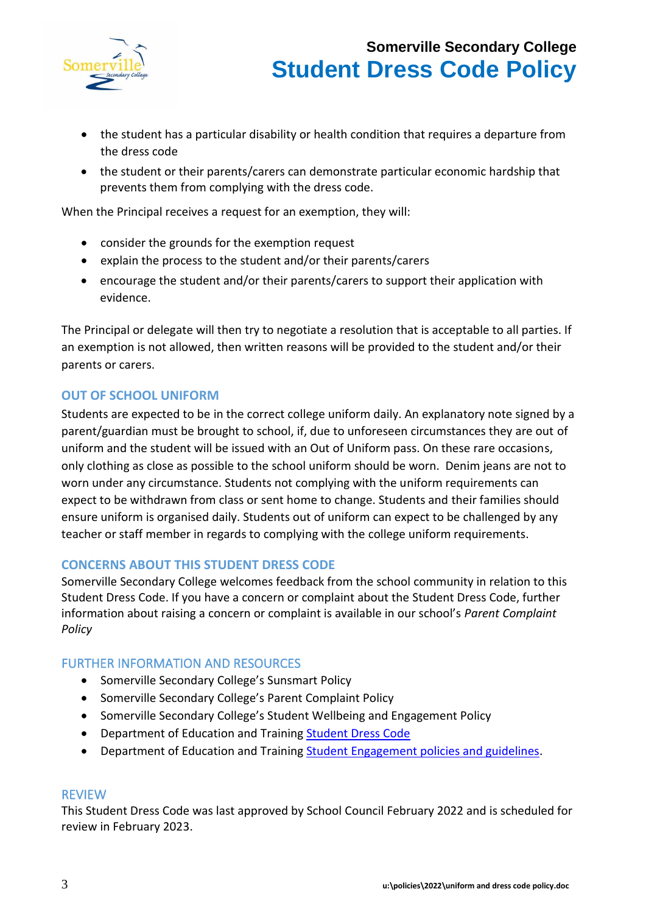- the student has a particular disability or health condition that requires a departure from the dress code
- the student or their parents/carers can demonstrate particular economic hardship that prevents them from complying with the dress code.

When the Principal receives a request for an exemption, they will:

- consider the grounds for the exemption request
- explain the process to the student and/or their parents/carers
- encourage the student and/or their parents/carers to support their application with evidence.

The Principal or delegate will then try to negotiate a resolution that is acceptable to all parties. If an exemption is not allowed, then written reasons will be provided to the student and/or their parents or carers.

## OUT OF SCHOOL UNIFORM

Students are expected to be in the correct college uniform daily. An explanatory note signed by a parent/guardian must be brought to school, if, due to unforeseen circumstances they are out of uniform and the student will be issued with an Out of Uniform pass. On these rare occasions, only clothing as close as possible to the school uniform should be worn. Denim jeans are not to worn under any circumstance. Students not complying with the uniform requirements can expect to be withdrawn from class or sent home to change. Students and their families should ensure uniform is organised daily. Students out of uniform can expect to be challenged by any teacher or staff member in regards to complying with the college uniform requirements.

## CONCERNS ABOUT THIS STUDENT DRESS CODE

Somerville Secondary College welcomes feedback from the school community in relation to this Student Dress Code. If you have a concern or complaint about the Student Dress Code, further information about raising a concern or complaint is available in our school's *Parent Complaint Policy*

## FURTHER INFORMATION AND RESOURCES

- Somerville Secondary College's Sunsmart Policy
- Somerville Secondary College's Parent Complaint Policy
- Somerville Secondary College's Student Wellbeing and Engagement Policy
- Department of Education and Training Student Dress Code
- Department of Education and Training Student Engagement policies and guidelines.

## REVIEW

This Student Dress Code was last approved by School Council February 2022 and is scheduled for review in February 2023.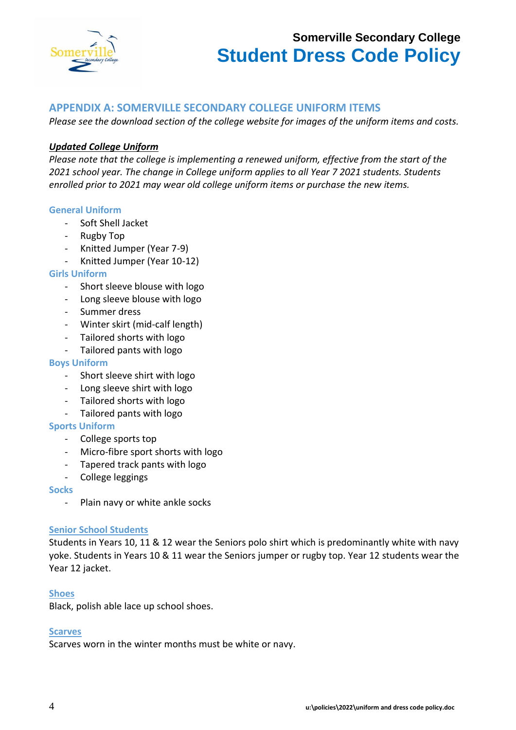## APPENDIX A: SOMERVILLE SECONDARY COLLEGE UNIFORM ITEMS

*Please see the download section of the college website for images of the uniform items and costs.*

***Updated College Uniform***

*Please note that the college is implementing a renewed uniform, effective from the start of the 2021 school year. The change in College uniform applies to all Year 7 2021 students. Students enrolled prior to 2021 may wear old college uniform items or purchase the new items.*

### General Uniform

- Soft Shell Jacket
- Rugby Top
- Knitted Jumper (Year 7-9)
- Knitted Jumper (Year 10-12)

### Girls Uniform

- Short sleeve blouse with logo
- Long sleeve blouse with logo
- Summer dress
- Winter skirt (mid-calf length)
- Tailored shorts with logo
- Tailored pants with logo

### Boys Uniform

- Short sleeve shirt with logo
- Long sleeve shirt with logo
- Tailored shorts with logo
- Tailored pants with logo

### Sports Uniform

- College sports top
- Micro-fibre sport shorts with logo
- Tapered track pants with logo
- College leggings

### Socks

- Plain navy or white ankle socks

### Senior School Students

Students in Years 10, 11 & 12 wear the Seniors polo shirt which is predominantly white with navy yoke. Students in Years 10 & 11 wear the Seniors jumper or rugby top. Year 12 students wear the Year 12 jacket.

### Shoes

Black, polish able lace up school shoes.

### Scarves

Scarves worn in the winter months must be white or navy.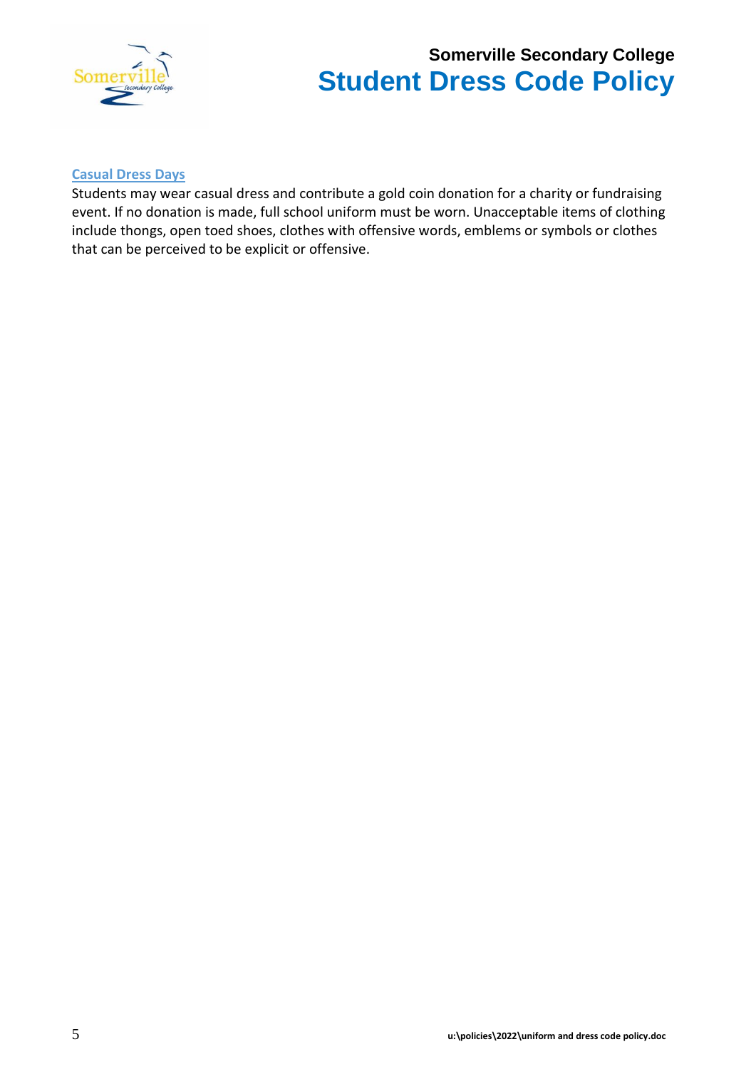### Casual Dress Days

Students may wear casual dress and contribute a gold coin donation for a charity or fundraising event. If no donation is made, full school uniform must be worn. Unacceptable items of clothing include thongs, open toed shoes, clothes with offensive words, emblems or symbols or clothes that can be perceived to be explicit or offensive.